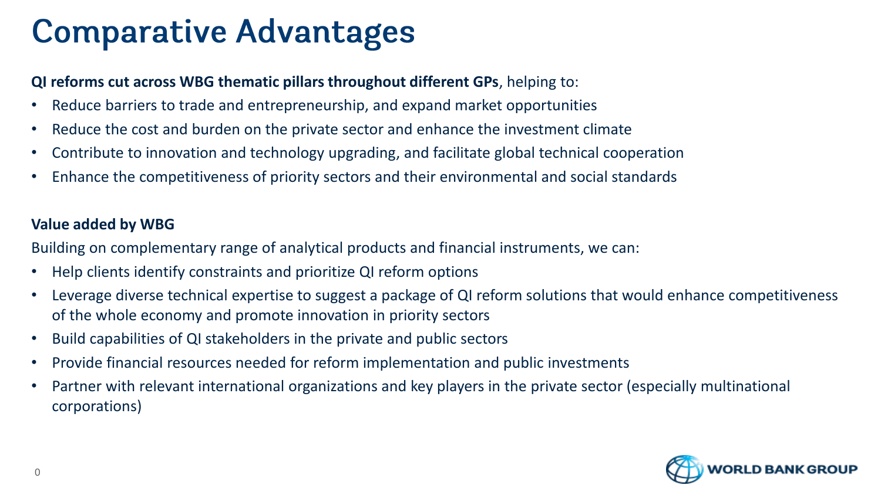# Comparative Advantages

**QI reforms cut across WBG thematic pillars throughout different GPs**, helping to:

- Reduce barriers to trade and entrepreneurship, and expand market opportunities
- Reduce the cost and burden on the private sector and enhance the investment climate
- Contribute to innovation and technology upgrading, and facilitate global technical cooperation
- Enhance the competitiveness of priority sectors and their environmental and social standards

**Value added by WBG**

Building on complementary range of analytical products and financial instruments, we can:

- Help clients identify constraints and prioritize QI reform options
- Leverage diverse technical expertise to suggest a package of QI reform solutions that would enhance competitiveness of the whole economy and promote innovation in priority sectors
- Build capabilities of QI stakeholders in the private and public sectors
- Provide financial resources needed for reform implementation and public investments
- Partner with relevant international organizations and key players in the private sector (especially multinational corporations)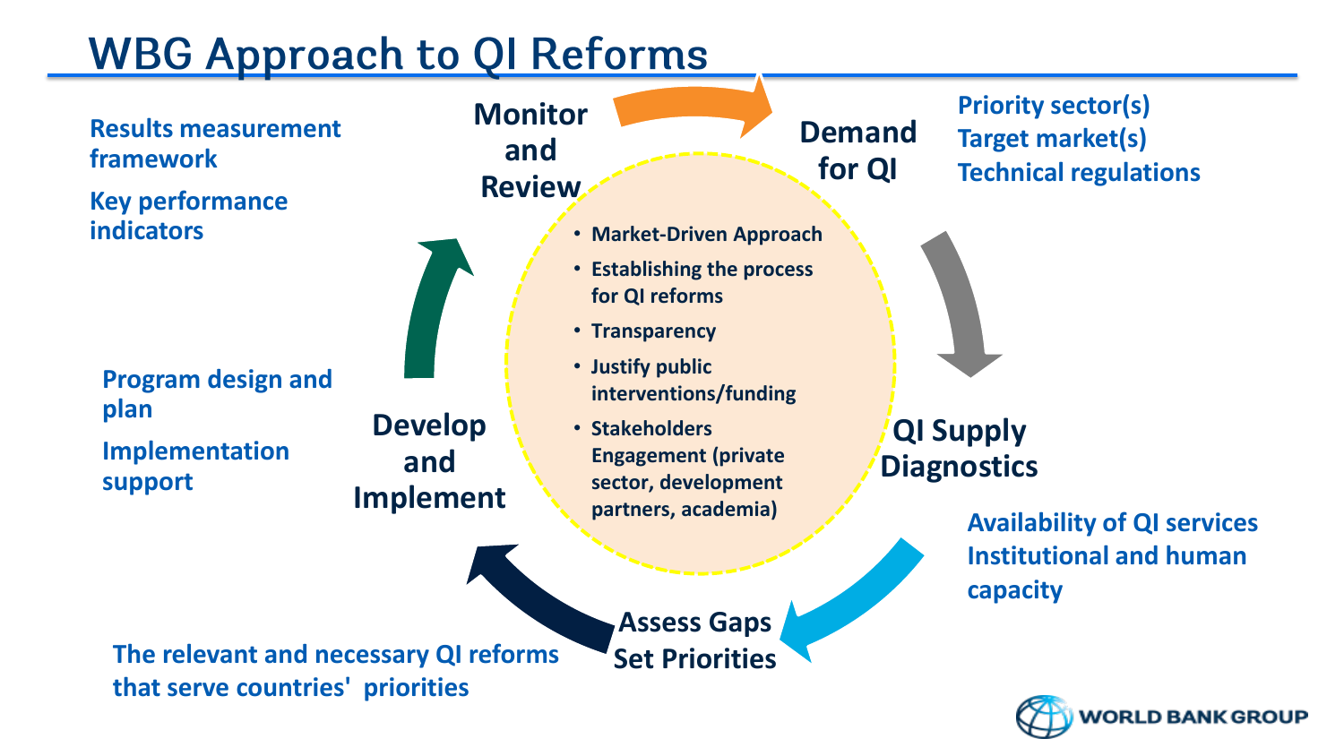# WBG Approach to QI Reforms

## Monitor and Review

- Results measurement framework
- Key performance indicators

## Demand for QI

- Priority sector(s)
- Target market(s)
- Technical regulations

## QI Supply Diagnostics

- Availability of QI services
- Institutional and human capacity

## Assess Gaps Set Priorities

- The relevant and necessary QI reforms that serve countries' priorities

## Develop and Implement

- Program design and plan
- Implementation support

---

- Market-Driven Approach
- Establishing the process for QI reforms
- Transparency
- Justify public interventions/funding
- Stakeholders Engagement (private sector, development partners, academia)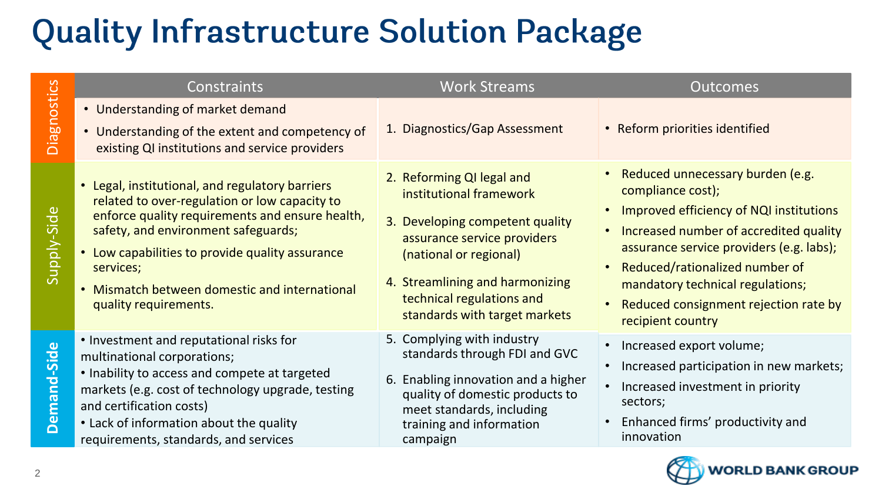# Quality Infrastructure Solution Package

| | Constraints | Work Streams | Outcomes |
|---|---|---|---|
| **Diagnostics** | • Understanding of market demand<br>• Understanding of the extent and competency of existing QI institutions and service providers | 1. Diagnostics/Gap Assessment | • Reform priorities identified |
| **Supply-Side** | • Legal, institutional, and regulatory barriers related to over-regulation or low capacity to enforce quality requirements and ensure health, safety, and environment safeguards;<br>• Low capabilities to provide quality assurance services;<br>• Mismatch between domestic and international quality requirements. | 2. Reforming QI legal and institutional framework<br>3. Developing competent quality assurance service providers (national or regional)<br>4. Streamlining and harmonizing technical regulations and standards with target markets | • Reduced unnecessary burden (e.g. compliance cost);<br>• Improved efficiency of NQI institutions<br>• Increased number of accredited quality assurance service providers (e.g. labs);<br>• Reduced/rationalized number of mandatory technical regulations;<br>• Reduced consignment rejection rate by recipient country |
| **Demand-Side** | • Investment and reputational risks for multinational corporations;<br>• Inability to access and compete at targeted markets (e.g. cost of technology upgrade, testing and certification costs)<br>• Lack of information about the quality requirements, standards, and services | 5. Complying with industry standards through FDI and GVC<br>6. Enabling innovation and a higher quality of domestic products to meet standards, including training and information campaign | • Increased export volume;<br>• Increased participation in new markets;<br>• Increased investment in priority sectors;<br>• Enhanced firms' productivity and innovation |

WORLD BANK GROUP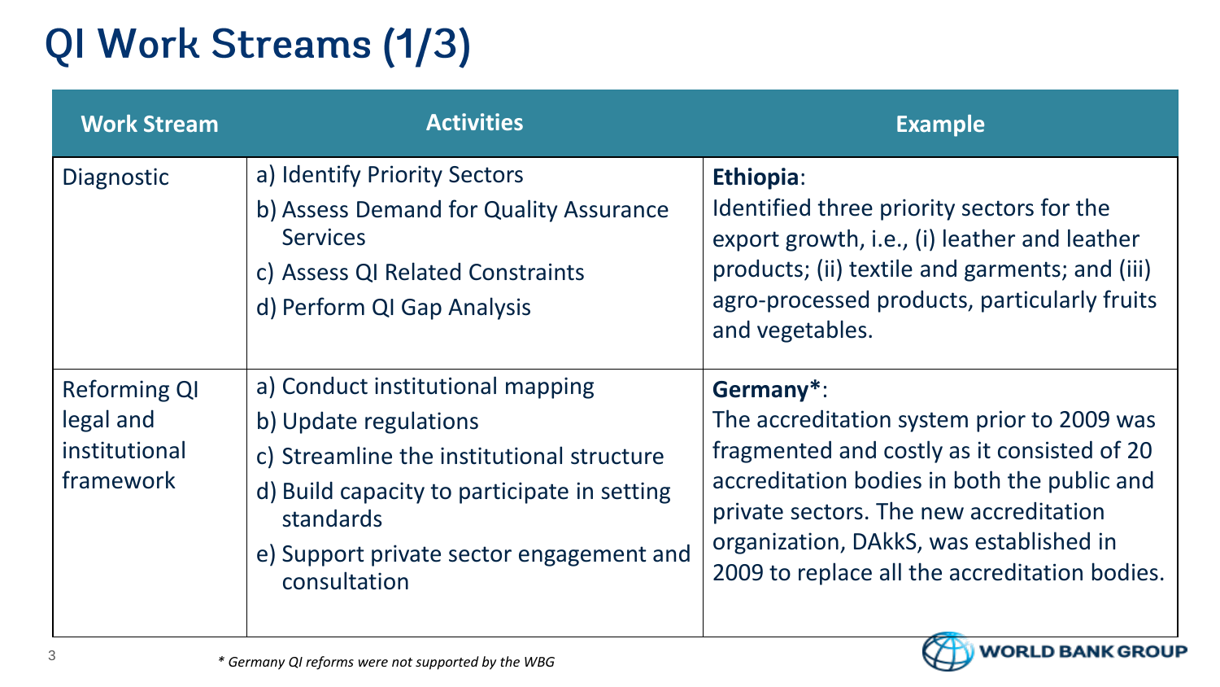# QI Work Streams (1/3)

| Work Stream | Activities | Example |
| --- | --- | --- |
| Diagnostic | a) Identify Priority Sectors<br>b) Assess Demand for Quality Assurance Services<br>c) Assess QI Related Constraints<br>d) Perform QI Gap Analysis | **Ethiopia**:<br>Identified three priority sectors for the export growth, i.e., (i) leather and leather products; (ii) textile and garments; and (iii) agro-processed products, particularly fruits and vegetables. |
| Reforming QI legal and institutional framework | a) Conduct institutional mapping<br>b) Update regulations<br>c) Streamline the institutional structure<br>d) Build capacity to participate in setting standards<br>e) Support private sector engagement and consultation | **Germany***:<br>The accreditation system prior to 2009 was fragmented and costly as it consisted of 20 accreditation bodies in both the public and private sectors. The new accreditation organization, DAkkS, was established in 2009 to replace all the accreditation bodies. |

*\* Germany QI reforms were not supported by the WBG*

WORLD BANK GROUP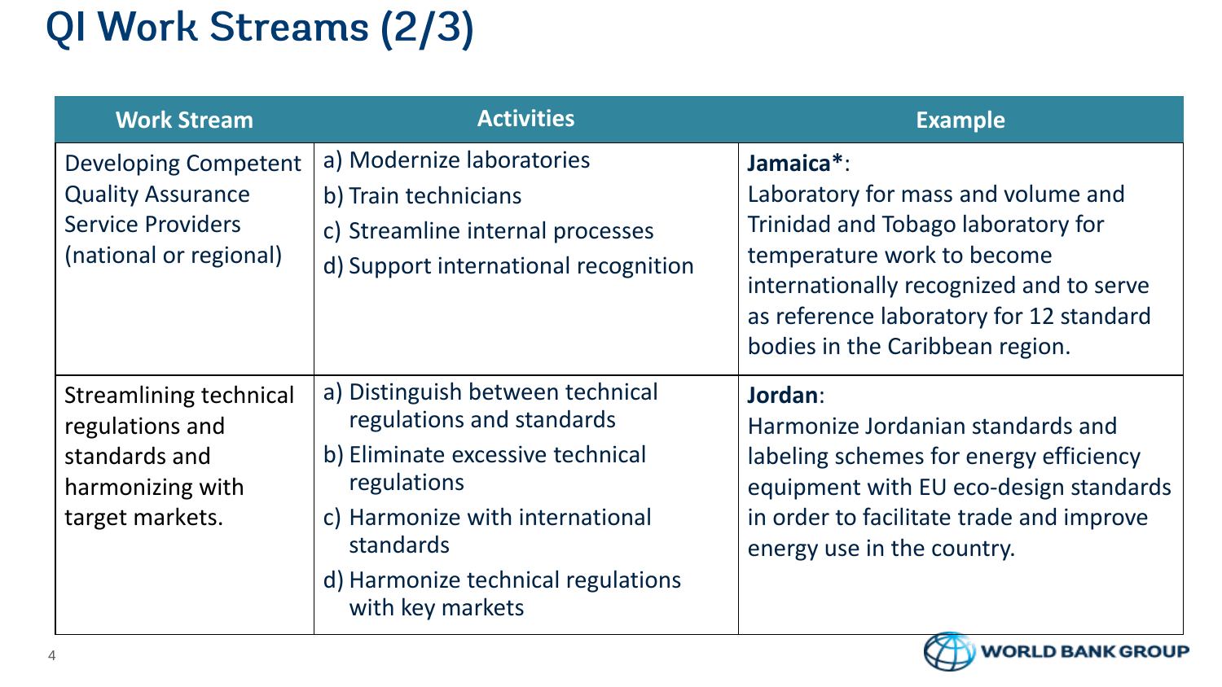# QI Work Streams (2/3)

| Work Stream | Activities | Example |
| --- | --- | --- |
| Developing Competent Quality Assurance Service Providers (national or regional) | a) Modernize laboratories<br>b) Train technicians<br>c) Streamline internal processes<br>d) Support international recognition | **Jamaica***:<br>Laboratory for mass and volume and Trinidad and Tobago laboratory for temperature work to become internationally recognized and to serve as reference laboratory for 12 standard bodies in the Caribbean region. |
| Streamlining technical regulations and standards and harmonizing with target markets. | a) Distinguish between technical regulations and standards<br>b) Eliminate excessive technical regulations<br>c) Harmonize with international standards<br>d) Harmonize technical regulations with key markets | **Jordan**:<br>Harmonize Jordanian standards and labeling schemes for energy efficiency equipment with EU eco-design standards in order to facilitate trade and improve energy use in the country. |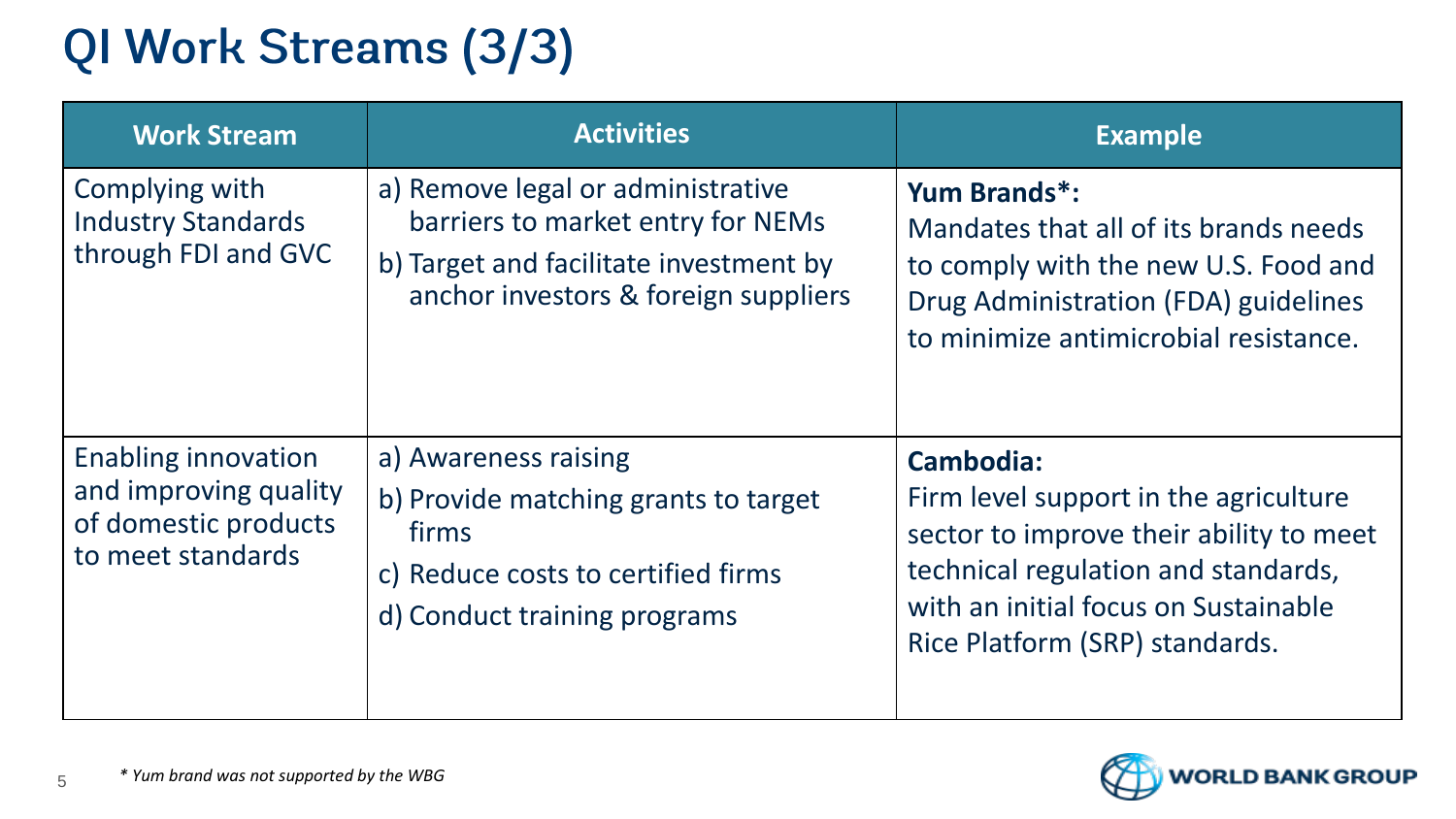# QI Work Streams (3/3)

| Work Stream | Activities | Example |
|---|---|---|
| Complying with Industry Standards through FDI and GVC | a) Remove legal or administrative barriers to market entry for NEMs<br>b) Target and facilitate investment by anchor investors & foreign suppliers | **Yum Brands*:**<br>Mandates that all of its brands needs to comply with the new U.S. Food and Drug Administration (FDA) guidelines to minimize antimicrobial resistance. |
| Enabling innovation and improving quality of domestic products to meet standards | a) Awareness raising<br>b) Provide matching grants to target firms<br>c) Reduce costs to certified firms<br>d) Conduct training programs | **Cambodia:**<br>Firm level support in the agriculture sector to improve their ability to meet technical regulation and standards, with an initial focus on Sustainable Rice Platform (SRP) standards. |

*\* Yum brand was not supported by the WBG*